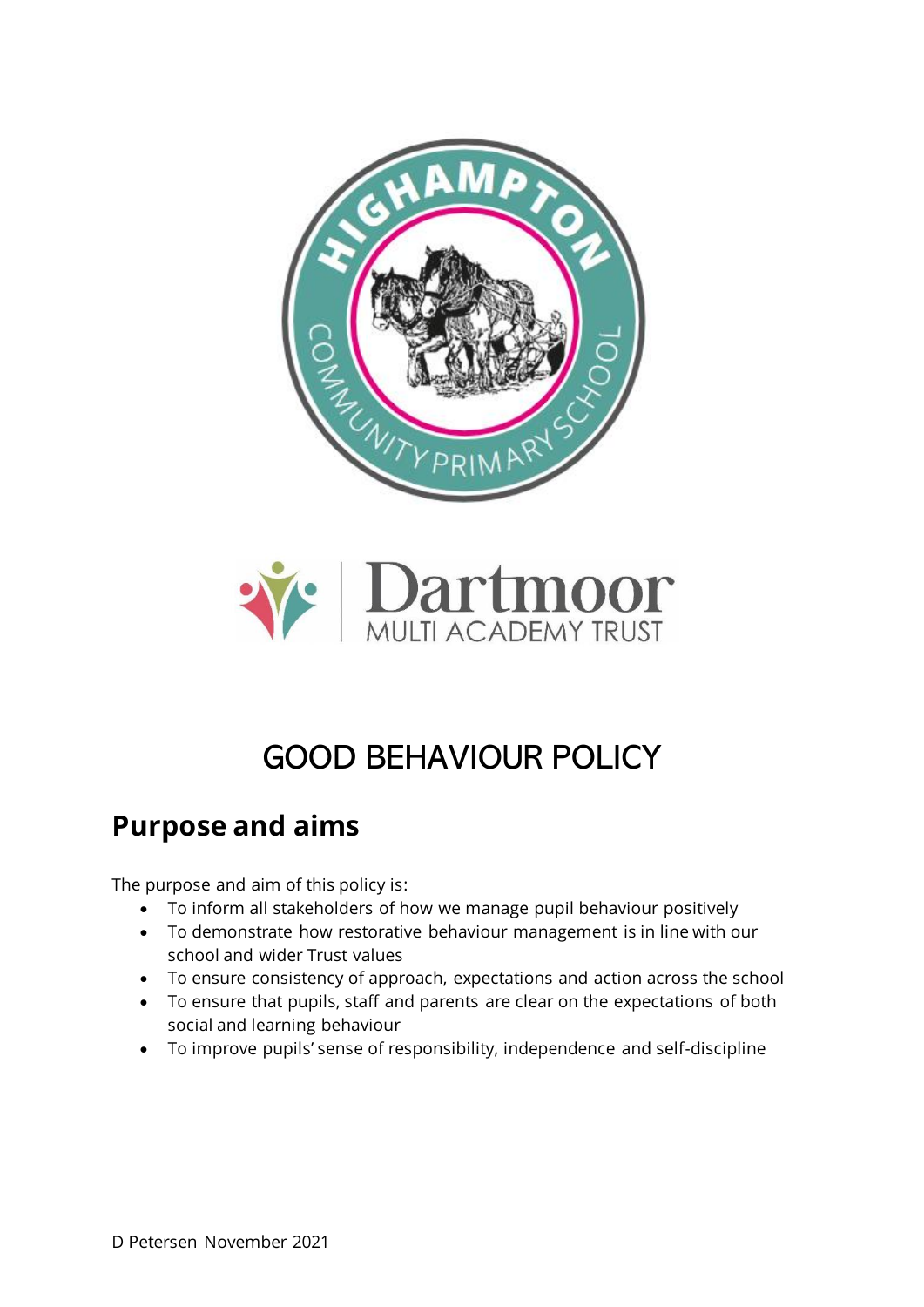# GOOD BEHAVIOUR POLICY

## Purpose and aims

The purpose and aim of this policy is:

- To inform all stakeholders of how we manage pupil behaviour positively
- To demonstrate how restorative behaviour management is in line with our school and wider Trust values
- To ensure consistency of approach, expectations and action across the school
- To ensure that pupils, staff and parents are clear on the expectations of both social and learning behaviour
- To improve pupils' sense of responsibility, independence and self-discipline

D Petersen November 2021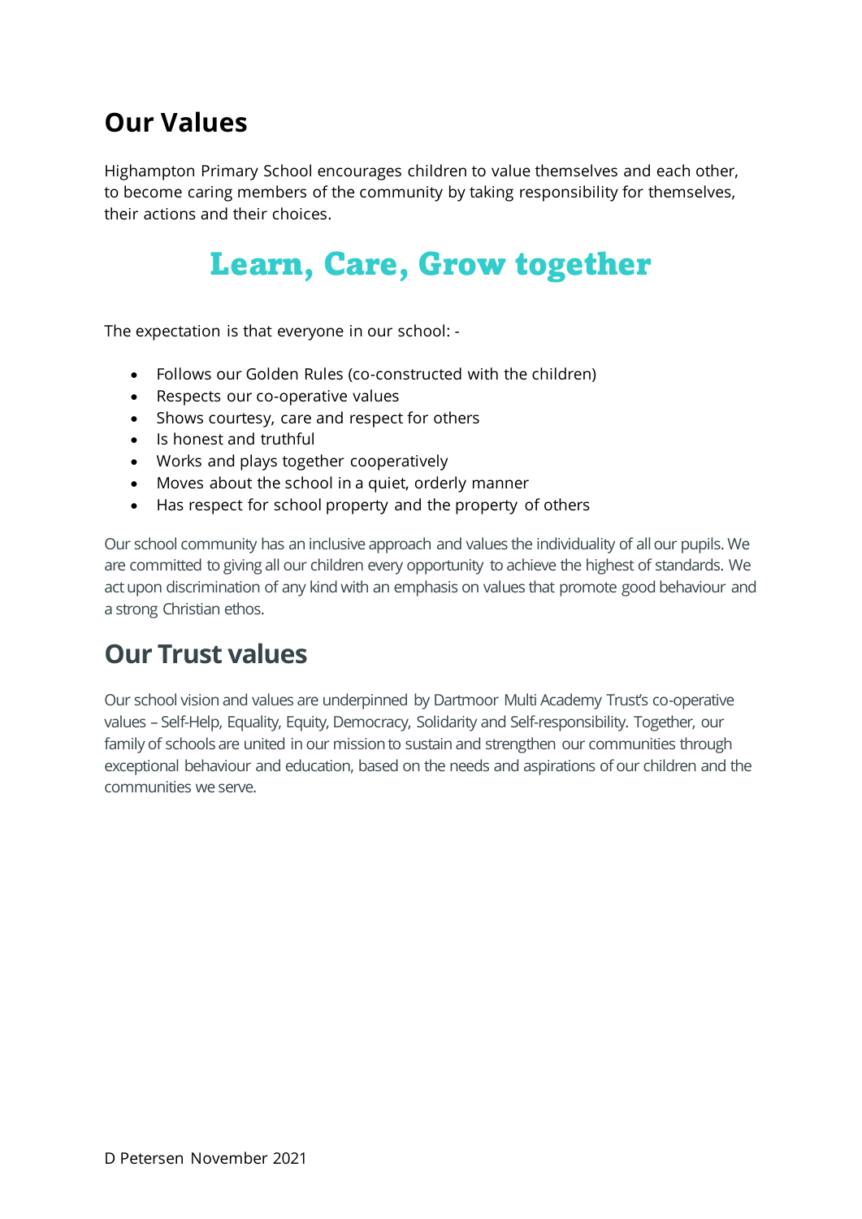## Our Values

Highampton Primary School encourages children to value themselves and each other, to become caring members of the community by taking responsibility for themselves, their actions and their choices.

**Learn, Care, Grow together**

The expectation is that everyone in our school: -

- Follows our Golden Rules (co-constructed with the children)
- Respects our co-operative values
- Shows courtesy, care and respect for others
- Is honest and truthful
- Works and plays together cooperatively
- Moves about the school in a quiet, orderly manner
- Has respect for school property and the property of others

Our school community has an inclusive approach and values the individuality of all our pupils. We are committed to giving all our children every opportunity to achieve the highest of standards. We act upon discrimination of any kind with an emphasis on values that promote good behaviour and a strong Christian ethos.

## Our Trust values

Our school vision and values are underpinned by Dartmoor Multi Academy Trust's co-operative values – Self-Help, Equality, Equity, Democracy, Solidarity and Self-responsibility. Together, our family of schools are united in our mission to sustain and strengthen our communities through exceptional behaviour and education, based on the needs and aspirations of our children and the communities we serve.

D Petersen November 2021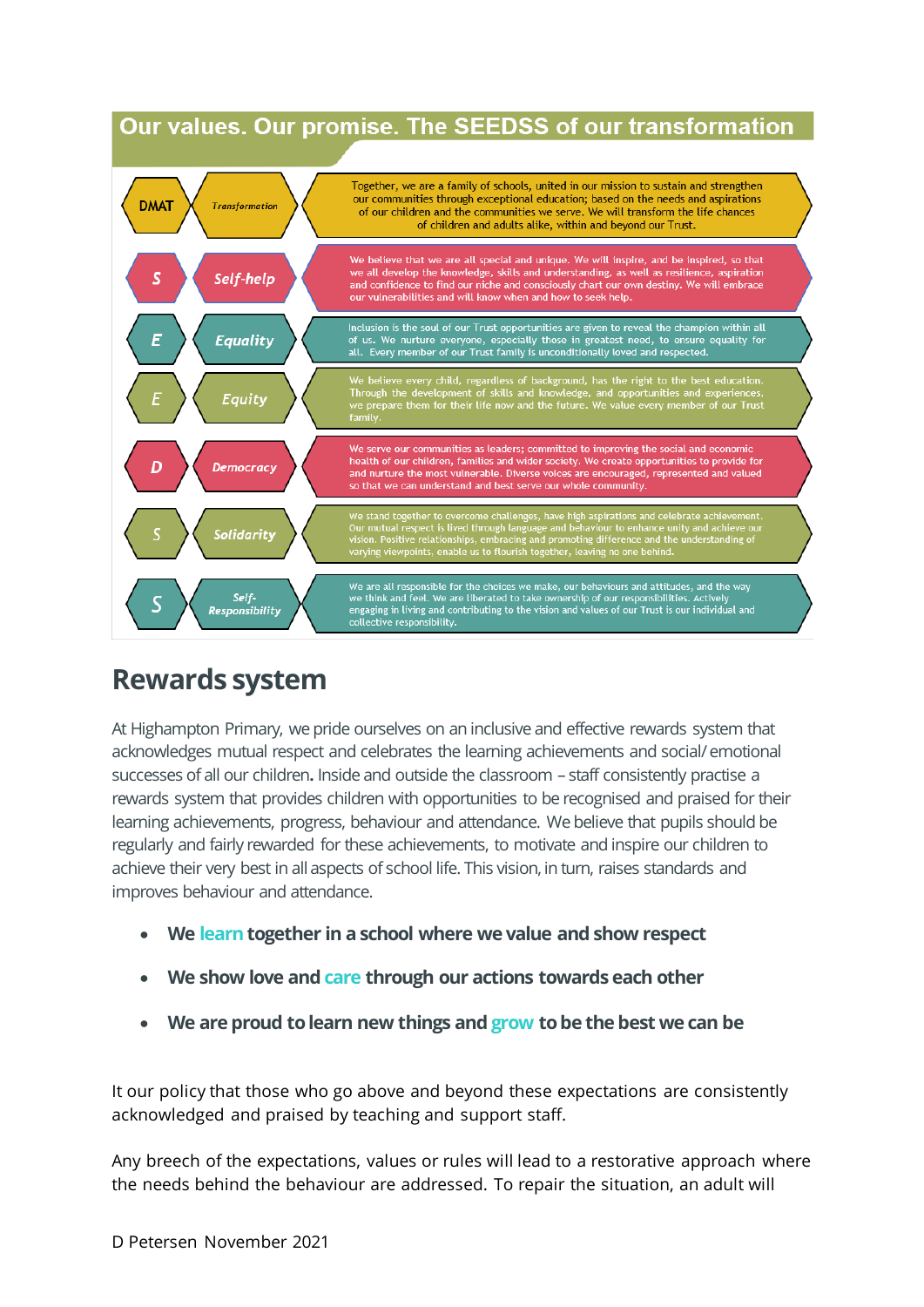## Our values. Our promise. The SEEDSS of our transformation

| | | |
|---|---|---|
| DMAT | Transformation | Together, we are a family of schools, united in our mission to sustain and strengthen our communities through exceptional education; based on the needs and aspirations of our children and the communities we serve. We will transform the life chances of children and adults alike, within and beyond our Trust. |
| S | Self-help | We believe that we are all special and unique. We will inspire, and be inspired, so that we all develop the knowledge, skills and understanding, as well as resilience, aspiration and confidence to find our niche and consciously chart our own destiny. We will embrace our vulnerabilities and will know when and how to seek help. |
| E | Equality | Inclusion is the soul of our Trust opportunities are given to reveal the champion within all of us. We nurture everyone, especially those in greatest need, to ensure equality for all. Every member of our Trust family is unconditionally loved and respected. |
| E | Equity | We believe every child, regardless of background, has the right to the best education. Through the development of skills and knowledge, and opportunities and experiences, we prepare them for their life now and the future. We value every member of our Trust family. |
| D | Democracy | We serve our communities as leaders; committed to improving the social and economic health of our children, families and wider society. We create opportunities to provide for and nurture the most vulnerable. Diverse voices are encouraged, represented and valued so that we can understand and best serve our whole community. |
| S | Solidarity | We stand together to overcome challenges, have high aspirations and celebrate achievement. Our mutual respect is lived through language and behaviour to enhance unity and achieve our vision. Positive relationships, embracing and promoting difference and the understanding of varying viewpoints, enable us to flourish together, leaving no one behind. |
| S | Self-Responsibility | We are all responsible for the choices we make, our behaviours and attitudes, and the way we think and feel. We are liberated to take ownership of our responsibilities. Actively engaging in living and contributing to the vision and values of our Trust is our individual and collective responsibility. |

# Rewards system

At Highampton Primary, we pride ourselves on an inclusive and effective rewards system that acknowledges mutual respect and celebrates the learning achievements and social/ emotional successes of all our children. Inside and outside the classroom – staff consistently practise a rewards system that provides children with opportunities to be recognised and praised for their learning achievements, progress, behaviour and attendance. We believe that pupils should be regularly and fairly rewarded for these achievements, to motivate and inspire our children to achieve their very best in all aspects of school life. This vision, in turn, raises standards and improves behaviour and attendance.

- **We learn together in a school where we value and show respect**
- **We show love and care through our actions towards each other**
- **We are proud to learn new things and grow to be the best we can be**

It our policy that those who go above and beyond these expectations are consistently acknowledged and praised by teaching and support staff.

Any breech of the expectations, values or rules will lead to a restorative approach where the needs behind the behaviour are addressed. To repair the situation, an adult will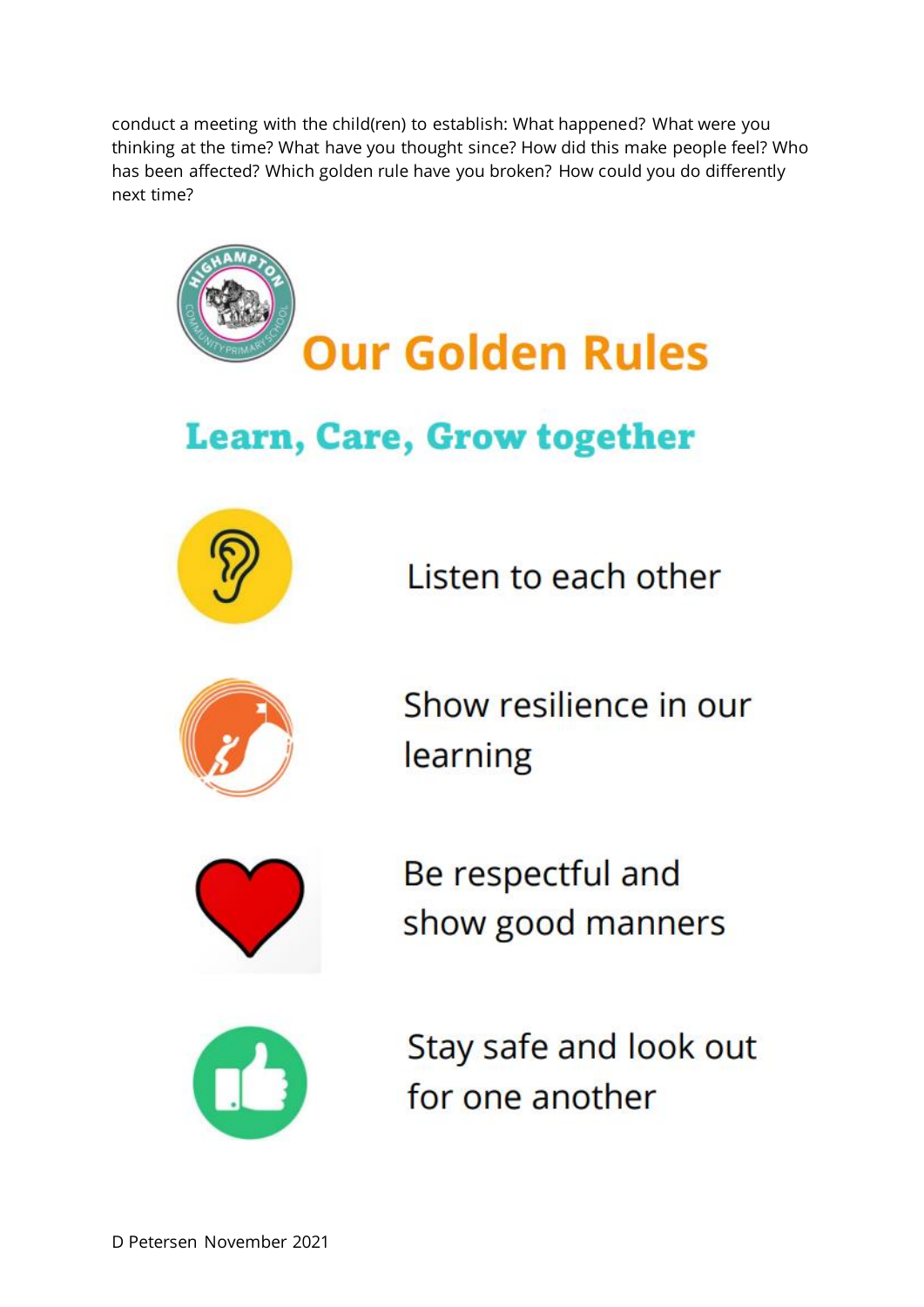conduct a meeting with the child(ren) to establish: What happened? What were you thinking at the time? What have you thought since? How did this make people feel? Who has been affected? Which golden rule have you broken? How could you do differently next time?

# Our Golden Rules

## Learn, Care, Grow together

- Listen to each other
- Show resilience in our learning
- Be respectful and show good manners
- Stay safe and look out for one another

D Petersen November 2021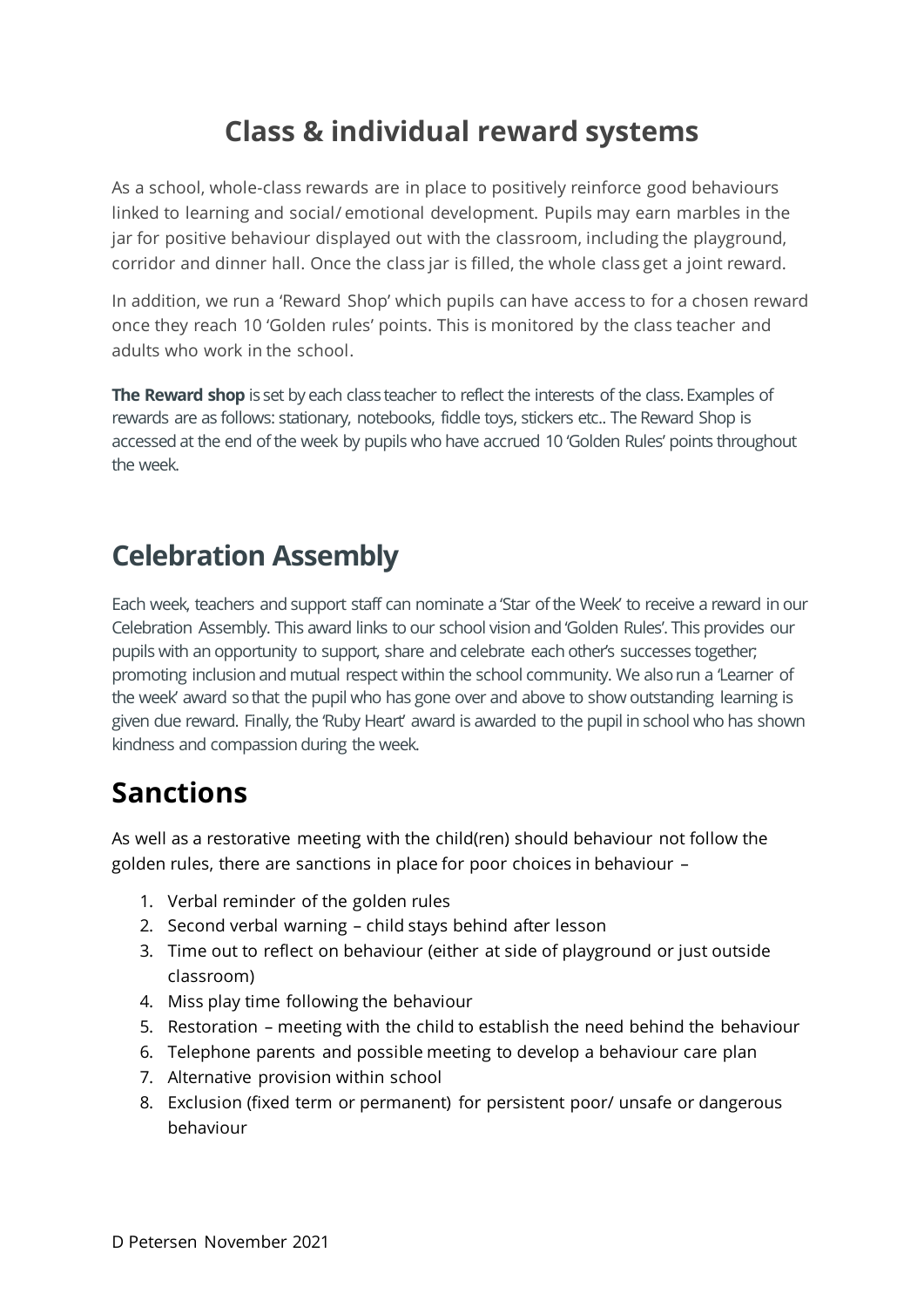# Class & individual reward systems

As a school, whole-class rewards are in place to positively reinforce good behaviours linked to learning and social/ emotional development. Pupils may earn marbles in the jar for positive behaviour displayed out with the classroom, including the playground, corridor and dinner hall. Once the class jar is filled, the whole class get a joint reward.

In addition, we run a 'Reward Shop' which pupils can have access to for a chosen reward once they reach 10 'Golden rules' points. This is monitored by the class teacher and adults who work in the school.

**The Reward shop** is set by each class teacher to reflect the interests of the class. Examples of rewards are as follows: stationary, notebooks, fiddle toys, stickers etc.. The Reward Shop is accessed at the end of the week by pupils who have accrued 10 'Golden Rules' points throughout the week.

## Celebration Assembly

Each week, teachers and support staff can nominate a 'Star of the Week' to receive a reward in our Celebration Assembly. This award links to our school vision and 'Golden Rules'. This provides our pupils with an opportunity to support, share and celebrate each other's successes together; promoting inclusion and mutual respect within the school community. We also run a 'Learner of the week' award so that the pupil who has gone over and above to show outstanding learning is given due reward. Finally, the 'Ruby Heart' award is awarded to the pupil in school who has shown kindness and compassion during the week.

## Sanctions

As well as a restorative meeting with the child(ren) should behaviour not follow the golden rules, there are sanctions in place for poor choices in behaviour –

1. Verbal reminder of the golden rules
2. Second verbal warning – child stays behind after lesson
3. Time out to reflect on behaviour (either at side of playground or just outside classroom)
4. Miss play time following the behaviour
5. Restoration – meeting with the child to establish the need behind the behaviour
6. Telephone parents and possible meeting to develop a behaviour care plan
7. Alternative provision within school
8. Exclusion (fixed term or permanent) for persistent poor/ unsafe or dangerous behaviour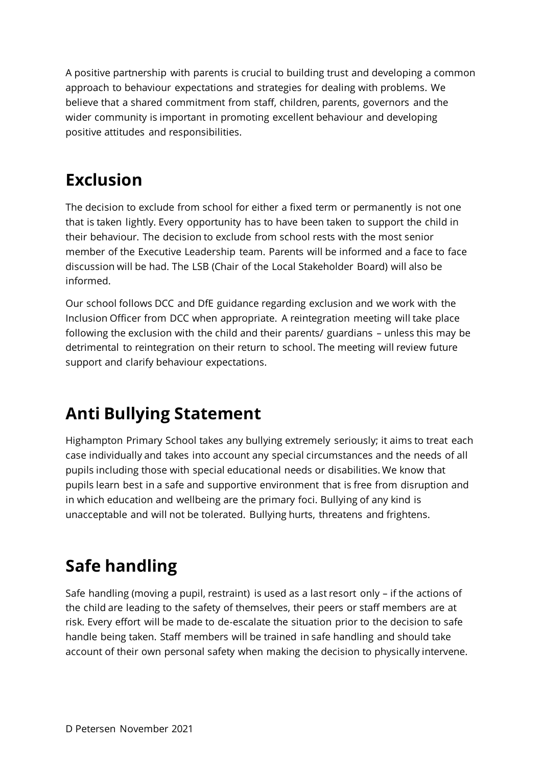A positive partnership with parents is crucial to building trust and developing a common approach to behaviour expectations and strategies for dealing with problems. We believe that a shared commitment from staff, children, parents, governors and the wider community is important in promoting excellent behaviour and developing positive attitudes and responsibilities.

## Exclusion

The decision to exclude from school for either a fixed term or permanently is not one that is taken lightly. Every opportunity has to have been taken to support the child in their behaviour. The decision to exclude from school rests with the most senior member of the Executive Leadership team. Parents will be informed and a face to face discussion will be had. The LSB (Chair of the Local Stakeholder Board) will also be informed.

Our school follows DCC and DfE guidance regarding exclusion and we work with the Inclusion Officer from DCC when appropriate. A reintegration meeting will take place following the exclusion with the child and their parents/ guardians – unless this may be detrimental to reintegration on their return to school. The meeting will review future support and clarify behaviour expectations.

## Anti Bullying Statement

Highampton Primary School takes any bullying extremely seriously; it aims to treat each case individually and takes into account any special circumstances and the needs of all pupils including those with special educational needs or disabilities. We know that pupils learn best in a safe and supportive environment that is free from disruption and in which education and wellbeing are the primary foci. Bullying of any kind is unacceptable and will not be tolerated. Bullying hurts, threatens and frightens.

## Safe handling

Safe handling (moving a pupil, restraint) is used as a last resort only – if the actions of the child are leading to the safety of themselves, their peers or staff members are at risk. Every effort will be made to de-escalate the situation prior to the decision to safe handle being taken. Staff members will be trained in safe handling and should take account of their own personal safety when making the decision to physically intervene.

D Petersen November 2021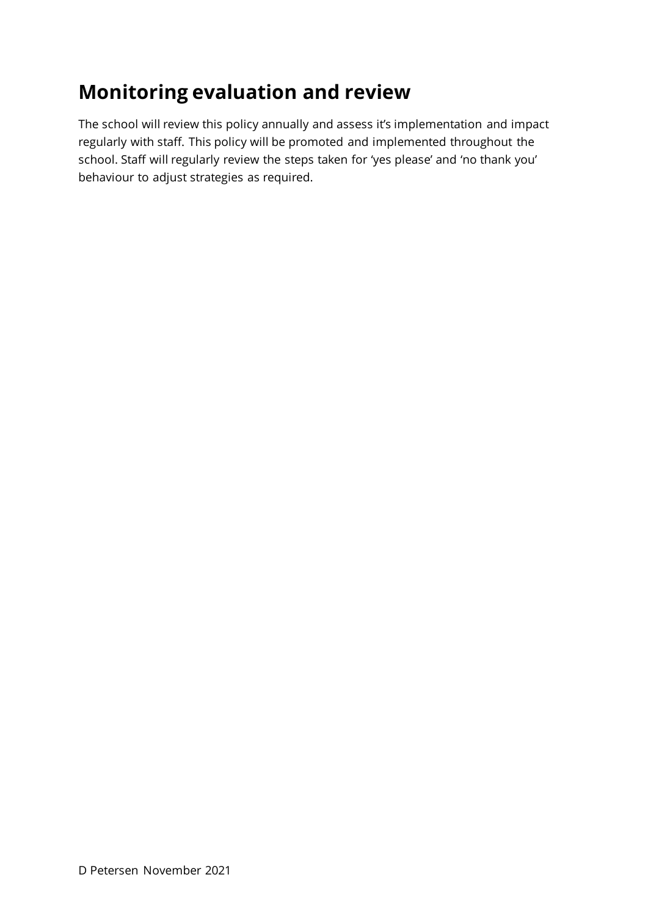## Monitoring evaluation and review

The school will review this policy annually and assess it's implementation and impact regularly with staff. This policy will be promoted and implemented throughout the school. Staff will regularly review the steps taken for 'yes please' and 'no thank you' behaviour to adjust strategies as required.

D Petersen November 2021